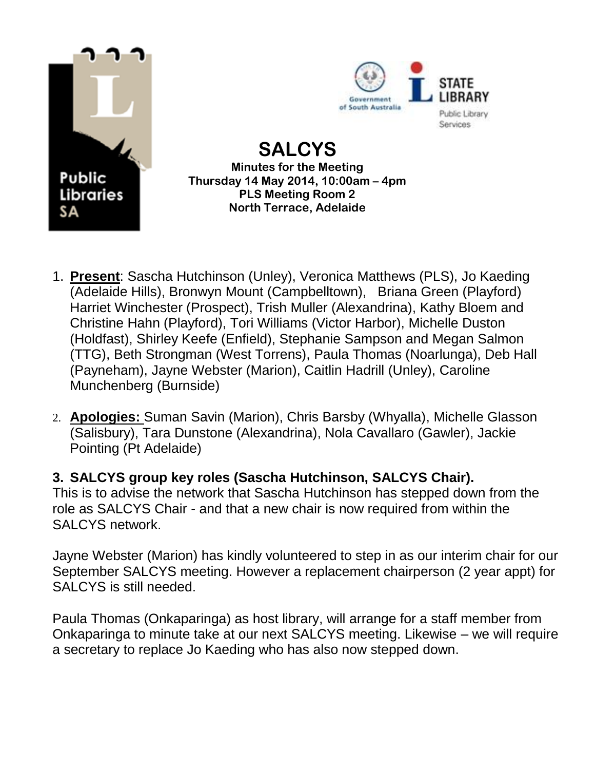# SALCYS

**Minutes for the Meeting**
**Thursday 14 May 2014, 10:00am – 4pm**
**PLS Meeting Room 2**
**North Terrace, Adelaide**

1. **Present**: Sascha Hutchinson (Unley), Veronica Matthews (PLS), Jo Kaeding (Adelaide Hills), Bronwyn Mount (Campbelltown), Briana Green (Playford) Harriet Winchester (Prospect), Trish Muller (Alexandrina), Kathy Bloem and Christine Hahn (Playford), Tori Williams (Victor Harbor), Michelle Duston (Holdfast), Shirley Keefe (Enfield), Stephanie Sampson and Megan Salmon (TTG), Beth Strongman (West Torrens), Paula Thomas (Noarlunga), Deb Hall (Payneham), Jayne Webster (Marion), Caitlin Hadrill (Unley), Caroline Munchenberg (Burnside)

2. **Apologies:** Suman Savin (Marion), Chris Barsby (Whyalla), Michelle Glasson (Salisbury), Tara Dunstone (Alexandrina), Nola Cavallaro (Gawler), Jackie Pointing (Pt Adelaide)

### 3. SALCYS group key roles (Sascha Hutchinson, SALCYS Chair).

This is to advise the network that Sascha Hutchinson has stepped down from the role as SALCYS Chair - and that a new chair is now required from within the SALCYS network.

Jayne Webster (Marion) has kindly volunteered to step in as our interim chair for our September SALCYS meeting. However a replacement chairperson (2 year appt) for SALCYS is still needed.

Paula Thomas (Onkaparinga) as host library, will arrange for a staff member from Onkaparinga to minute take at our next SALCYS meeting. Likewise – we will require a secretary to replace Jo Kaeding who has also now stepped down.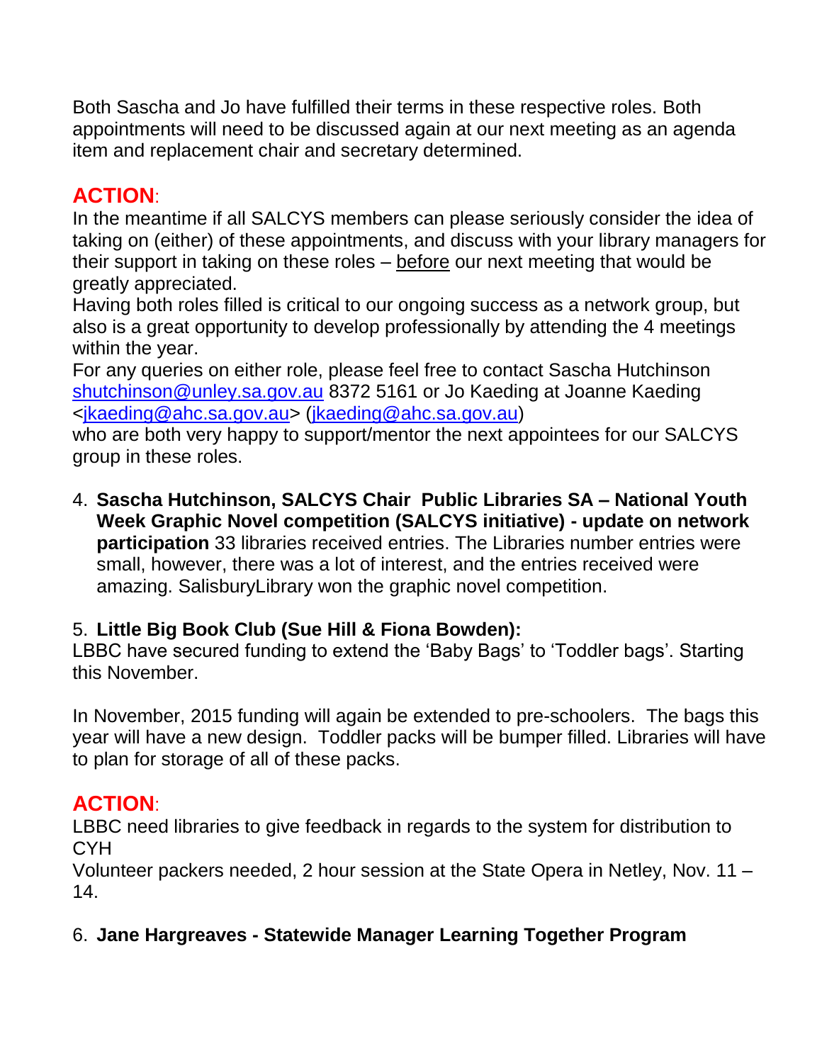Both Sascha and Jo have fulfilled their terms in these respective roles. Both appointments will need to be discussed again at our next meeting as an agenda item and replacement chair and secretary determined.

## ACTION:

In the meantime if all SALCYS members can please seriously consider the idea of taking on (either) of these appointments, and discuss with your library managers for their support in taking on these roles – before our next meeting that would be greatly appreciated.

Having both roles filled is critical to our ongoing success as a network group, but also is a great opportunity to develop professionally by attending the 4 meetings within the year.

For any queries on either role, please feel free to contact Sascha Hutchinson shutchinson@unley.sa.gov.au 8372 5161 or Jo Kaeding at Joanne Kaeding <jkaeding@ahc.sa.gov.au> (jkaeding@ahc.sa.gov.au)

who are both very happy to support/mentor the next appointees for our SALCYS group in these roles.

4. **Sascha Hutchinson, SALCYS Chair Public Libraries SA – National Youth Week Graphic Novel competition (SALCYS initiative) - update on network participation** 33 libraries received entries. The Libraries number entries were small, however, there was a lot of interest, and the entries received were amazing. SalisburyLibrary won the graphic novel competition.

5. **Little Big Book Club (Sue Hill & Fiona Bowden):**

LBBC have secured funding to extend the 'Baby Bags' to 'Toddler bags'. Starting this November.

In November, 2015 funding will again be extended to pre-schoolers. The bags this year will have a new design. Toddler packs will be bumper filled. Libraries will have to plan for storage of all of these packs.

## ACTION:

LBBC need libraries to give feedback in regards to the system for distribution to CYH

Volunteer packers needed, 2 hour session at the State Opera in Netley, Nov. 11 – 14.

6. **Jane Hargreaves - Statewide Manager Learning Together Program**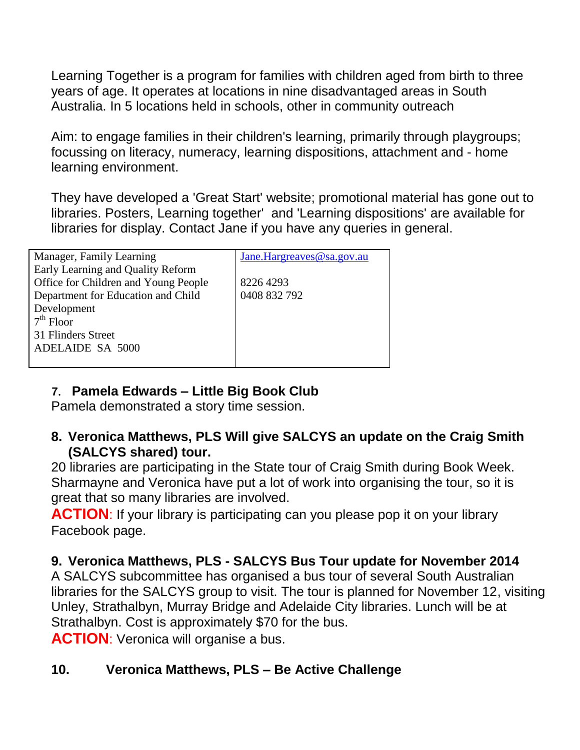Learning Together is a program for families with children aged from birth to three years of age. It operates at locations in nine disadvantaged areas in South Australia. In 5 locations held in schools, other in community outreach

Aim: to engage families in their children's learning, primarily through playgroups; focussing on literacy, numeracy, learning dispositions, attachment and - home learning environment.

They have developed a 'Great Start' website; promotional material has gone out to libraries. Posters, Learning together' and 'Learning dispositions' are available for libraries for display. Contact Jane if you have any queries in general.

| Manager, Family Learning<br>Early Learning and Quality Reform<br>Office for Children and Young People<br>Department for Education and Child Development<br>7th Floor<br>31 Flinders Street<br>ADELAIDE SA 5000 | Jane.Hargreaves@sa.gov.au<br><br>8226 4293<br>0408 832 792 |
|---|---|

### 7. Pamela Edwards – Little Big Book Club

Pamela demonstrated a story time session.

### 8. Veronica Matthews, PLS Will give SALCYS an update on the Craig Smith (SALCYS shared) tour.

20 libraries are participating in the State tour of Craig Smith during Book Week. Sharmayne and Veronica have put a lot of work into organising the tour, so it is great that so many libraries are involved.

**ACTION**: If your library is participating can you please pop it on your library Facebook page.

### 9. Veronica Matthews, PLS - SALCYS Bus Tour update for November 2014

A SALCYS subcommittee has organised a bus tour of several South Australian libraries for the SALCYS group to visit. The tour is planned for November 12, visiting Unley, Strathalbyn, Murray Bridge and Adelaide City libraries. Lunch will be at Strathalbyn. Cost is approximately $70 for the bus.

**ACTION**: Veronica will organise a bus.

### 10. Veronica Matthews, PLS – Be Active Challenge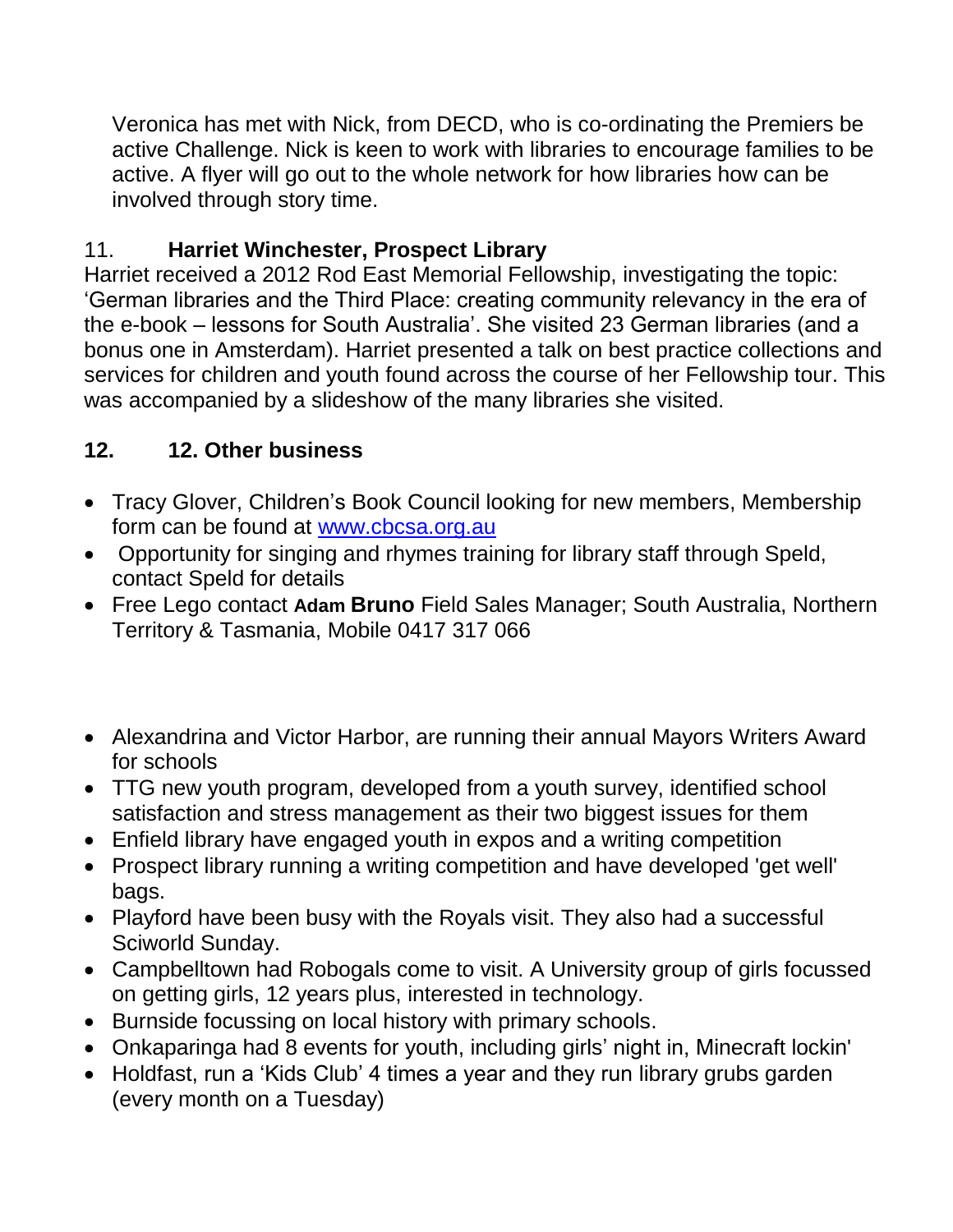Veronica has met with Nick, from DECD, who is co-ordinating the Premiers be active Challenge. Nick is keen to work with libraries to encourage families to be active. A flyer will go out to the whole network for how libraries how can be involved through story time.

11. **Harriet Winchester, Prospect Library**

Harriet received a 2012 Rod East Memorial Fellowship, investigating the topic: 'German libraries and the Third Place: creating community relevancy in the era of the e-book – lessons for South Australia'. She visited 23 German libraries (and a bonus one in Amsterdam). Harriet presented a talk on best practice collections and services for children and youth found across the course of her Fellowship tour. This was accompanied by a slideshow of the many libraries she visited.

**12. 12. Other business**

- Tracy Glover, Children's Book Council looking for new members, Membership form can be found at www.cbcsa.org.au
- Opportunity for singing and rhymes training for library staff through Speld, contact Speld for details
- Free Lego contact **Adam Bruno** Field Sales Manager; South Australia, Northern Territory & Tasmania, Mobile 0417 317 066

- Alexandrina and Victor Harbor, are running their annual Mayors Writers Award for schools
- TTG new youth program, developed from a youth survey, identified school satisfaction and stress management as their two biggest issues for them
- Enfield library have engaged youth in expos and a writing competition
- Prospect library running a writing competition and have developed 'get well' bags.
- Playford have been busy with the Royals visit. They also had a successful Sciworld Sunday.
- Campbelltown had Robogals come to visit. A University group of girls focussed on getting girls, 12 years plus, interested in technology.
- Burnside focussing on local history with primary schools.
- Onkaparinga had 8 events for youth, including girls' night in, Minecraft lockin'
- Holdfast, run a 'Kids Club' 4 times a year and they run library grubs garden (every month on a Tuesday)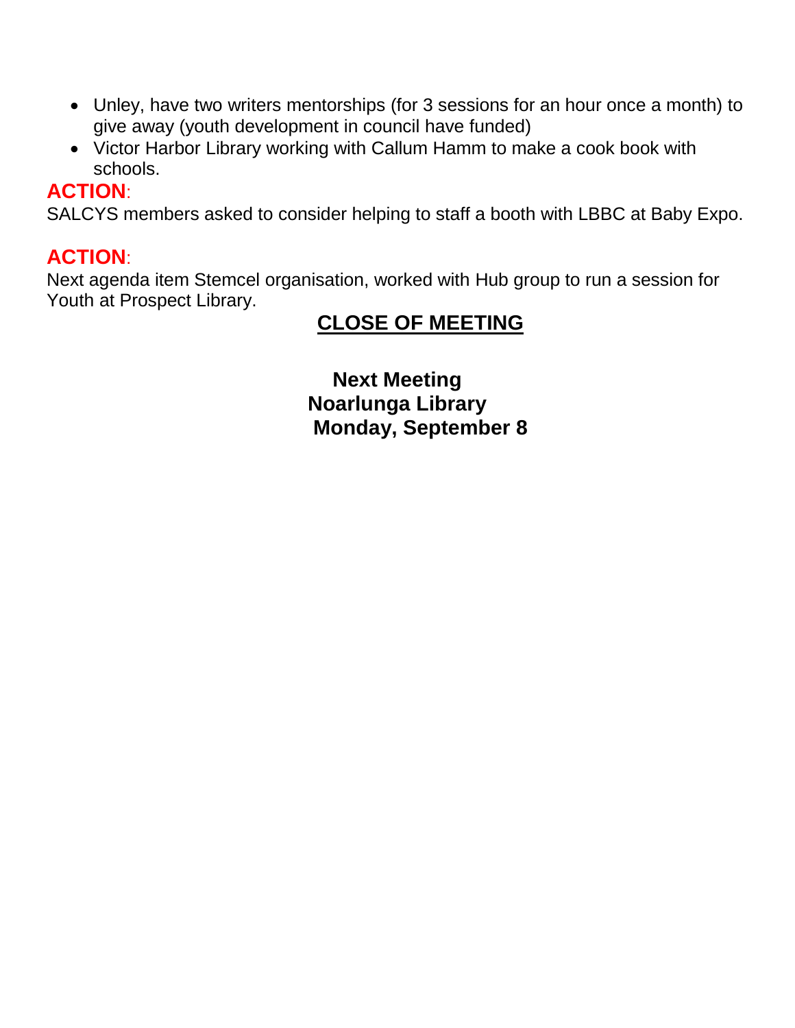- Unley, have two writers mentorships (for 3 sessions for an hour once a month) to give away (youth development in council have funded)
- Victor Harbor Library working with Callum Hamm to make a cook book with schools.

**ACTION**:
SALCYS members asked to consider helping to staff a booth with LBBC at Baby Expo.

**ACTION**:
Next agenda item Stemcel organisation, worked with Hub group to run a session for Youth at Prospect Library.

## CLOSE OF MEETING

**Next Meeting**
**Noarlunga Library**
**Monday, September 8**